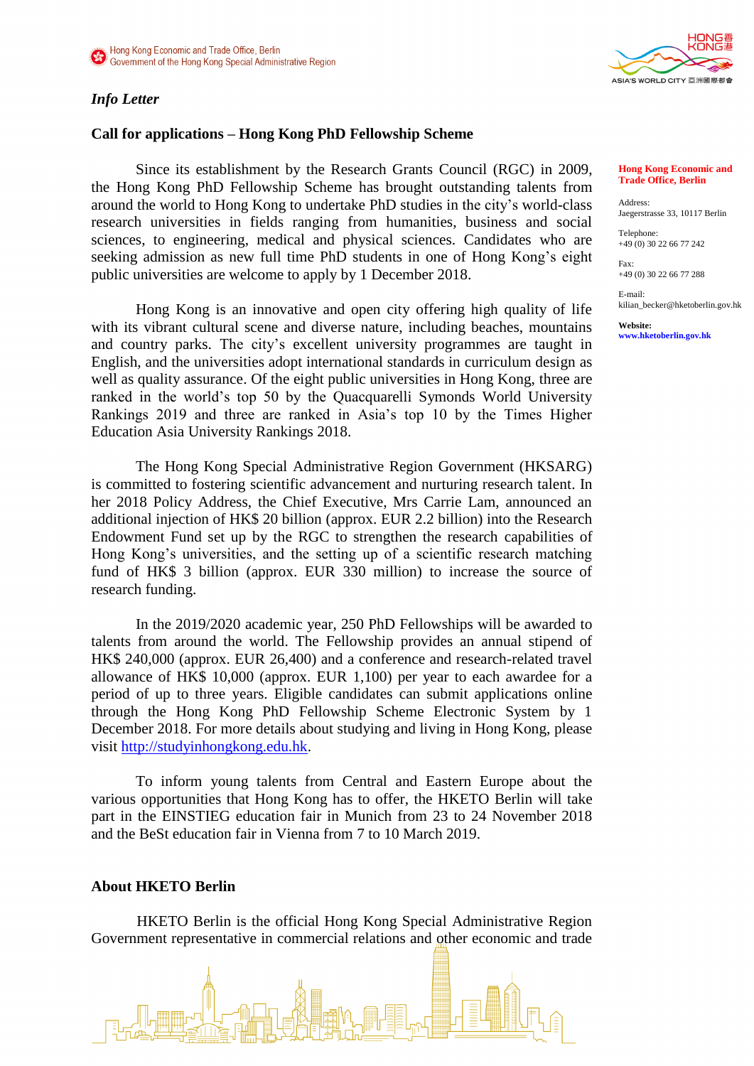Hong Kong Economic and Trade Office, Berlin
Government of the Hong Kong Special Administrative Region

*Info Letter*

**Call for applications – Hong Kong PhD Fellowship Scheme**

Since its establishment by the Research Grants Council (RGC) in 2009, the Hong Kong PhD Fellowship Scheme has brought outstanding talents from around the world to Hong Kong to undertake PhD studies in the city's world-class research universities in fields ranging from humanities, business and social sciences, to engineering, medical and physical sciences. Candidates who are seeking admission as new full time PhD students in one of Hong Kong's eight public universities are welcome to apply by 1 December 2018.

Hong Kong is an innovative and open city offering high quality of life with its vibrant cultural scene and diverse nature, including beaches, mountains and country parks. The city's excellent university programmes are taught in English, and the universities adopt international standards in curriculum design as well as quality assurance. Of the eight public universities in Hong Kong, three are ranked in the world's top 50 by the Quacquarelli Symonds World University Rankings 2019 and three are ranked in Asia's top 10 by the Times Higher Education Asia University Rankings 2018.

The Hong Kong Special Administrative Region Government (HKSARG) is committed to fostering scientific advancement and nurturing research talent. In her 2018 Policy Address, the Chief Executive, Mrs Carrie Lam, announced an additional injection of HK$ 20 billion (approx. EUR 2.2 billion) into the Research Endowment Fund set up by the RGC to strengthen the research capabilities of Hong Kong's universities, and the setting up of a scientific research matching fund of HK$ 3 billion (approx. EUR 330 million) to increase the source of research funding.

In the 2019/2020 academic year, 250 PhD Fellowships will be awarded to talents from around the world. The Fellowship provides an annual stipend of HK$ 240,000 (approx. EUR 26,400) and a conference and research-related travel allowance of HK$ 10,000 (approx. EUR 1,100) per year to each awardee for a period of up to three years. Eligible candidates can submit applications online through the Hong Kong PhD Fellowship Scheme Electronic System by 1 December 2018. For more details about studying and living in Hong Kong, please visit http://studyinhongkong.edu.hk.

To inform young talents from Central and Eastern Europe about the various opportunities that Hong Kong has to offer, the HKETO Berlin will take part in the EINSTIEG education fair in Munich from 23 to 24 November 2018 and the BeSt education fair in Vienna from 7 to 10 March 2019.

**About HKETO Berlin**

HKETO Berlin is the official Hong Kong Special Administrative Region Government representative in commercial relations and other economic and trade

**Hong Kong Economic and Trade Office, Berlin**

Address:
Jaegerstrasse 33, 10117 Berlin

Telephone:
+49 (0) 30 22 66 77 242

Fax:
+49 (0) 30 22 66 77 288

E-mail:
kilian_becker@hketoberlin.gov.hk

**Website:**
**www.hketoberlin.gov.hk**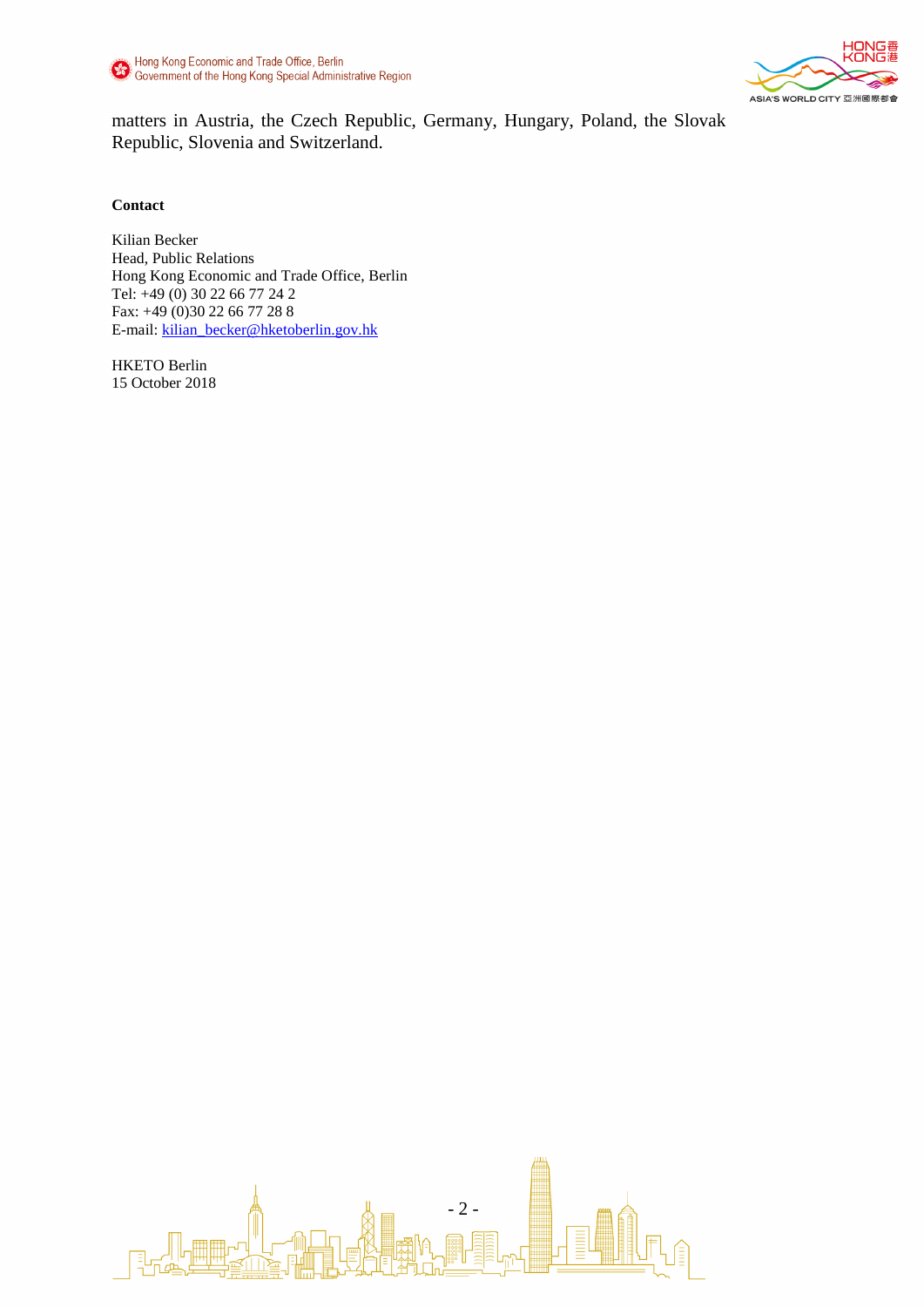matters in Austria, the Czech Republic, Germany, Hungary, Poland, the Slovak Republic, Slovenia and Switzerland.

**Contact**

Kilian Becker  
Head, Public Relations  
Hong Kong Economic and Trade Office, Berlin  
Tel: +49 (0) 30 22 66 77 24 2  
Fax: +49 (0)30 22 66 77 28 8  
E-mail: kilian_becker@hketoberlin.gov.hk

HKETO Berlin  
15 October 2018